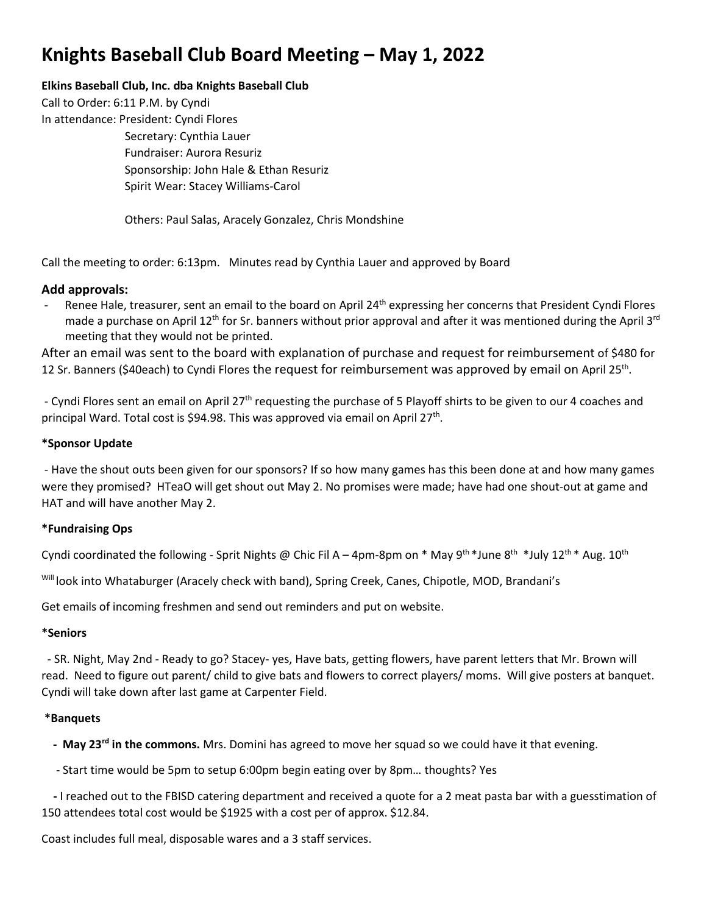# Knights Baseball Club Board Meeting – May 1, 2022

**Elkins Baseball Club, Inc. dba Knights Baseball Club**

Call to Order: 6:11 P.M. by Cyndi

In attendance: President: Cyndi Flores

Secretary: Cynthia Lauer

Fundraiser: Aurora Resuriz

Sponsorship: John Hale & Ethan Resuriz

Spirit Wear: Stacey Williams-Carol

Others: Paul Salas, Aracely Gonzalez, Chris Mondshine

Call the meeting to order: 6:13pm. Minutes read by Cynthia Lauer and approved by Board

### Add approvals:

- Renee Hale, treasurer, sent an email to the board on April 24th expressing her concerns that President Cyndi Flores made a purchase on April 12th for Sr. banners without prior approval and after it was mentioned during the April 3rd meeting that they would not be printed.

After an email was sent to the board with explanation of purchase and request for reimbursement of $480 for 12 Sr. Banners ($40each) to Cyndi Flores the request for reimbursement was approved by email on April 25th.

- Cyndi Flores sent an email on April 27th requesting the purchase of 5 Playoff shirts to be given to our 4 coaches and principal Ward. Total cost is $94.98. This was approved via email on April 27th.

**\*Sponsor Update**

- Have the shout outs been given for our sponsors? If so how many games has this been done at and how many games were they promised? HTeaO will get shout out May 2. No promises were made; have had one shout-out at game and HAT and will have another May 2.

**\*Fundraising Ops**

Cyndi coordinated the following - Sprit Nights @ Chic Fil A – 4pm-8pm on * May 9th *June 8th *July 12th * Aug. 10th

Will look into Whataburger (Aracely check with band), Spring Creek, Canes, Chipotle, MOD, Brandani's

Get emails of incoming freshmen and send out reminders and put on website.

**\*Seniors**

- SR. Night, May 2nd - Ready to go? Stacey- yes, Have bats, getting flowers, have parent letters that Mr. Brown will read. Need to figure out parent/ child to give bats and flowers to correct players/ moms. Will give posters at banquet. Cyndi will take down after last game at Carpenter Field.

**\*Banquets**

- **May 23rd in the commons.** Mrs. Domini has agreed to move her squad so we could have it that evening.

- Start time would be 5pm to setup 6:00pm begin eating over by 8pm… thoughts? Yes

- I reached out to the FBISD catering department and received a quote for a 2 meat pasta bar with a guesstimation of 150 attendees total cost would be $1925 with a cost per of approx. $12.84.

Coast includes full meal, disposable wares and a 3 staff services.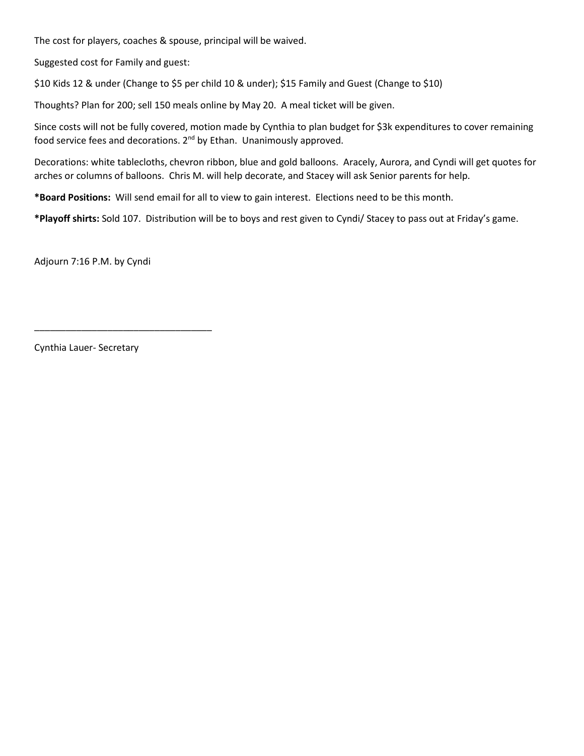The cost for players, coaches & spouse, principal will be waived.

Suggested cost for Family and guest:

$10 Kids 12 & under (Change to $5 per child 10 & under); $15 Family and Guest (Change to $10)

Thoughts? Plan for 200; sell 150 meals online by May 20. A meal ticket will be given.

Since costs will not be fully covered, motion made by Cynthia to plan budget for $3k expenditures to cover remaining food service fees and decorations. 2nd by Ethan. Unanimously approved.

Decorations: white tablecloths, chevron ribbon, blue and gold balloons. Aracely, Aurora, and Cyndi will get quotes for arches or columns of balloons. Chris M. will help decorate, and Stacey will ask Senior parents for help.

***Board Positions:** Will send email for all to view to gain interest. Elections need to be this month.

***Playoff shirts:** Sold 107. Distribution will be to boys and rest given to Cyndi/ Stacey to pass out at Friday's game.

Adjourn 7:16 P.M. by Cyndi

___________________________________

Cynthia Lauer- Secretary